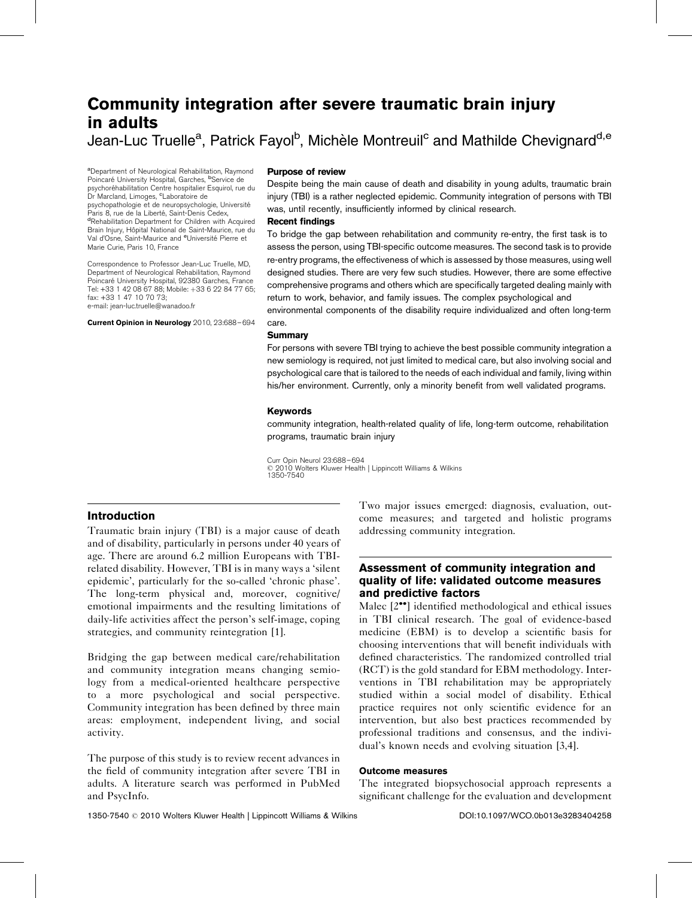# Community integration after severe traumatic brain injury in adults

Jean-Luc Truelle[a], Patrick Fayol[b], Michèle Montreuil[c] and Mathilde Chevignard[d,e]

[a]Department of Neurological Rehabilitation, Raymond Poincaré University Hospital, Garches, [b]Service de psychoréhabilitation Centre hospitalier Esquirol, rue du Dr Marcland, Limoges, [c]Laboratoire de psychopathologie et de neuropsychologie, Université Paris 8, rue de la Liberté, Saint-Denis Cedex, [d]Rehabilitation Department for Children with Acquired Brain Injury, Hôpital National de Saint-Maurice, rue du Val d'Osne, Saint-Maurice and [e]Université Pierre et Marie Curie, Paris 10, France

Correspondence to Professor Jean-Luc Truelle, MD, Department of Neurological Rehabilitation, Raymond Poincaré University Hospital, 92380 Garches, France
Tel: +33 1 42 08 67 88; Mobile: +33 6 22 84 77 65; fax: +33 1 47 10 70 73;
e-mail: jean-luc.truelle@wanadoo.fr

**Current Opinion in Neurology** 2010, 23:688–694

### Purpose of review

Despite being the main cause of death and disability in young adults, traumatic brain injury (TBI) is a rather neglected epidemic. Community integration of persons with TBI was, until recently, insufficiently informed by clinical research.

### Recent findings

To bridge the gap between rehabilitation and community re-entry, the first task is to assess the person, using TBI-specific outcome measures. The second task is to provide re-entry programs, the effectiveness of which is assessed by those measures, using well designed studies. There are very few such studies. However, there are some effective comprehensive programs and others which are specifically targeted dealing mainly with return to work, behavior, and family issues. The complex psychological and environmental components of the disability require individualized and often long-term care.

### Summary

For persons with severe TBI trying to achieve the best possible community integration a new semiology is required, not just limited to medical care, but also involving social and psychological care that is tailored to the needs of each individual and family, living within his/her environment. Currently, only a minority benefit from well validated programs.

### Keywords

community integration, health-related quality of life, long-term outcome, rehabilitation programs, traumatic brain injury

Curr Opin Neurol 23:688–694
© 2010 Wolters Kluwer Health | Lippincott Williams & Wilkins
1350-7540

## Introduction

Traumatic brain injury (TBI) is a major cause of death and of disability, particularly in persons under 40 years of age. There are around 6.2 million Europeans with TBI-related disability. However, TBI is in many ways a 'silent epidemic', particularly for the so-called 'chronic phase'. The long-term physical and, moreover, cognitive/emotional impairments and the resulting limitations of daily-life activities affect the person's self-image, coping strategies, and community reintegration [1].

Bridging the gap between medical care/rehabilitation and community integration means changing semiology from a medical-oriented healthcare perspective to a more psychological and social perspective. Community integration has been defined by three main areas: employment, independent living, and social activity.

The purpose of this study is to review recent advances in the field of community integration after severe TBI in adults. A literature search was performed in PubMed and PsycInfo.

Two major issues emerged: diagnosis, evaluation, outcome measures; and targeted and holistic programs addressing community integration.

## Assessment of community integration and quality of life: validated outcome measures and predictive factors

Malec [2••] identified methodological and ethical issues in TBI clinical research. The goal of evidence-based medicine (EBM) is to develop a scientific basis for choosing interventions that will benefit individuals with defined characteristics. The randomized controlled trial (RCT) is the gold standard for EBM methodology. Interventions in TBI rehabilitation may be appropriately studied within a social model of disability. Ethical practice requires not only scientific evidence for an intervention, but also best practices recommended by professional traditions and consensus, and the individual's known needs and evolving situation [3,4].

### Outcome measures

The integrated biopsychosocial approach represents a significant challenge for the evaluation and development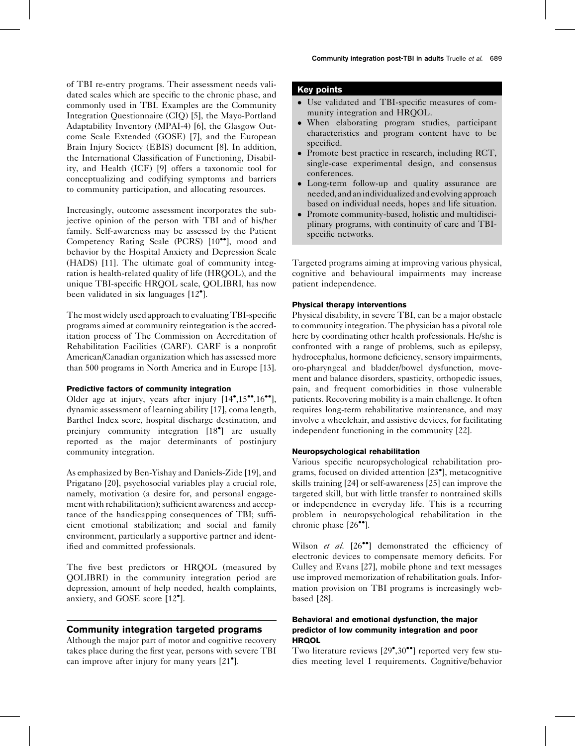of TBI re-entry programs. Their assessment needs validated scales which are specific to the chronic phase, and commonly used in TBI. Examples are the Community Integration Questionnaire (CIQ) [5], the Mayo-Portland Adaptability Inventory (MPAI-4) [6], the Glasgow Outcome Scale Extended (GOSE) [7], and the European Brain Injury Society (EBIS) document [8]. In addition, the International Classification of Functioning, Disability, and Health (ICF) [9] offers a taxonomic tool for conceptualizing and codifying symptoms and barriers to community participation, and allocating resources.

Increasingly, outcome assessment incorporates the subjective opinion of the person with TBI and of his/her family. Self-awareness may be assessed by the Patient Competency Rating Scale (PCRS) [10••], mood and behavior by the Hospital Anxiety and Depression Scale (HADS) [11]. The ultimate goal of community integration is health-related quality of life (HRQOL), and the unique TBI-specific HRQOL scale, QOLIBRI, has now been validated in six languages [12•].

The most widely used approach to evaluating TBI-specific programs aimed at community reintegration is the accreditation process of The Commission on Accreditation of Rehabilitation Facilities (CARF). CARF is a nonprofit American/Canadian organization which has assessed more than 500 programs in North America and in Europe [13].

#### Predictive factors of community integration

Older age at injury, years after injury [14•,15••,16••], dynamic assessment of learning ability [17], coma length, Barthel Index score, hospital discharge destination, and preinjury community integration [18•] are usually reported as the major determinants of postinjury community integration.

As emphasized by Ben-Yishay and Daniels-Zide [19], and Prigatano [20], psychosocial variables play a crucial role, namely, motivation (a desire for, and personal engagement with rehabilitation); sufficient awareness and acceptance of the handicapping consequences of TBI; sufficient emotional stabilization; and social and family environment, particularly a supportive partner and identified and committed professionals.

The five best predictors or HRQOL (measured by QOLIBRI) in the community integration period are depression, amount of help needed, health complaints, anxiety, and GOSE score [12•].

### Community integration targeted programs

Although the major part of motor and cognitive recovery takes place during the first year, persons with severe TBI can improve after injury for many years [21•].

> **Key points**
>
> - Use validated and TBI-specific measures of community integration and HRQOL.
> - When elaborating program studies, participant characteristics and program content have to be specified.
> - Promote best practice in research, including RCT, single-case experimental design, and consensus conferences.
> - Long-term follow-up and quality assurance are needed, and an individualized and evolving approach based on individual needs, hopes and life situation.
> - Promote community-based, holistic and multidisciplinary programs, with continuity of care and TBI-specific networks.

Targeted programs aiming at improving various physical, cognitive and behavioural impairments may increase patient independence.

#### Physical therapy interventions

Physical disability, in severe TBI, can be a major obstacle to community integration. The physician has a pivotal role here by coordinating other health professionals. He/she is confronted with a range of problems, such as epilepsy, hydrocephalus, hormone deficiency, sensory impairments, oro-pharyngeal and bladder/bowel dysfunction, movement and balance disorders, spasticity, orthopedic issues, pain, and frequent comorbidities in those vulnerable patients. Recovering mobility is a main challenge. It often requires long-term rehabilitative maintenance, and may involve a wheelchair, and assistive devices, for facilitating independent functioning in the community [22].

#### Neuropsychological rehabilitation

Various specific neuropsychological rehabilitation programs, focused on divided attention [23•], metacognitive skills training [24] or self-awareness [25] can improve the targeted skill, but with little transfer to nontrained skills or independence in everyday life. This is a recurring problem in neuropsychological rehabilitation in the chronic phase [26••].

Wilson *et al.* [26••] demonstrated the efficiency of electronic devices to compensate memory deficits. For Culley and Evans [27], mobile phone and text messages use improved memorization of rehabilitation goals. Information provision on TBI programs is increasingly web-based [28].

#### Behavioral and emotional dysfunction, the major predictor of low community integration and poor HRQOL

Two literature reviews [29•,30••] reported very few studies meeting level I requirements. Cognitive/behavior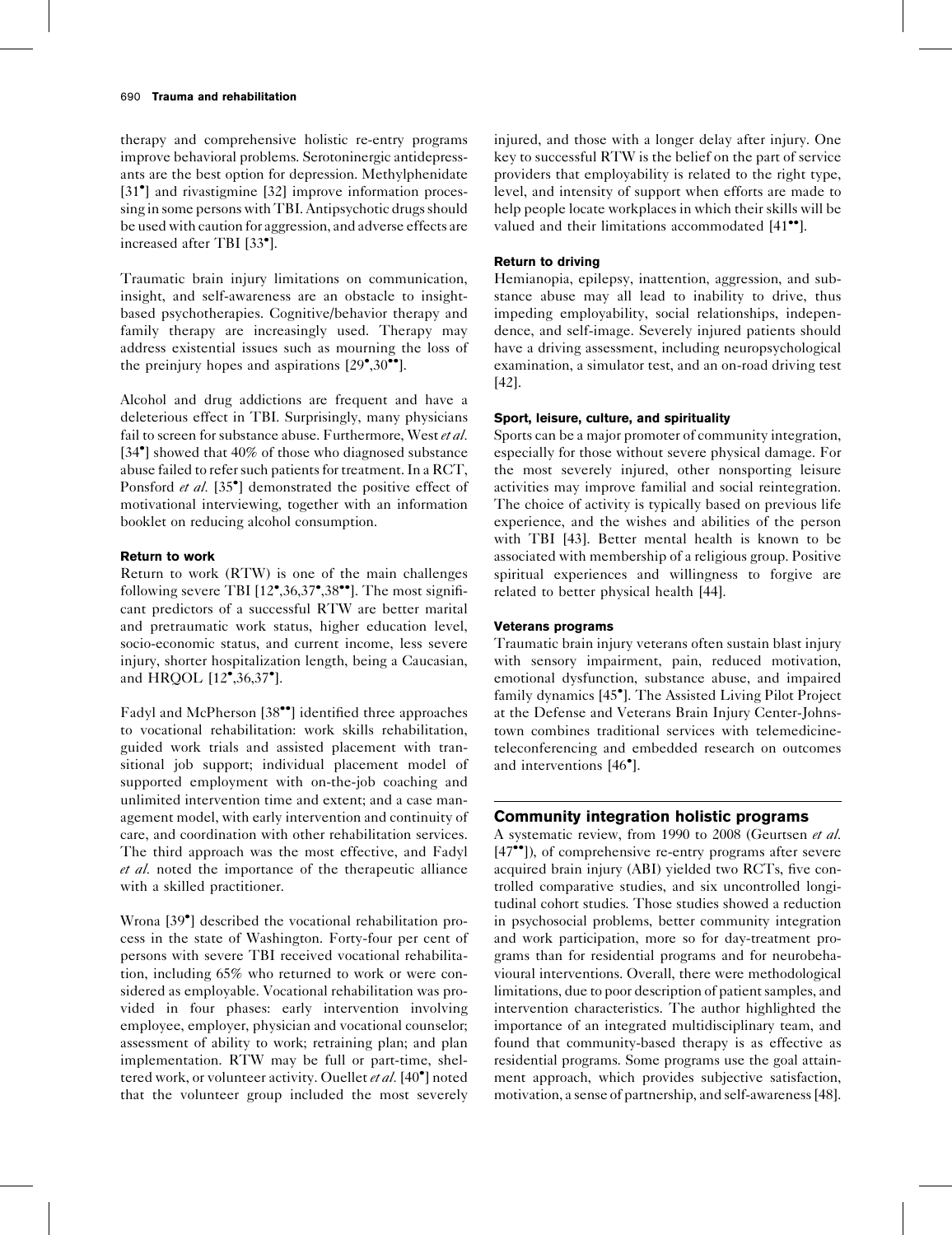therapy and comprehensive holistic re-entry programs improve behavioral problems. Serotoninergic antidepressants are the best option for depression. Methylphenidate [31•] and rivastigmine [32] improve information processing in some persons with TBI. Antipsychotic drugs should be used with caution for aggression, and adverse effects are increased after TBI [33•].

Traumatic brain injury limitations on communication, insight, and self-awareness are an obstacle to insight-based psychotherapies. Cognitive/behavior therapy and family therapy are increasingly used. Therapy may address existential issues such as mourning the loss of the preinjury hopes and aspirations [29•,30••].

Alcohol and drug addictions are frequent and have a deleterious effect in TBI. Surprisingly, many physicians fail to screen for substance abuse. Furthermore, West *et al.* [34•] showed that 40% of those who diagnosed substance abuse failed to refer such patients for treatment. In a RCT, Ponsford *et al.* [35•] demonstrated the positive effect of motivational interviewing, together with an information booklet on reducing alcohol consumption.

### Return to work

Return to work (RTW) is one of the main challenges following severe TBI [12•,36,37•,38••]. The most significant predictors of a successful RTW are better marital and pretraumatic work status, higher education level, socio-economic status, and current income, less severe injury, shorter hospitalization length, being a Caucasian, and HRQOL [12•,36,37•].

Fadyl and McPherson [38••] identified three approaches to vocational rehabilitation: work skills rehabilitation, guided work trials and assisted placement with transitional job support; individual placement model of supported employment with on-the-job coaching and unlimited intervention time and extent; and a case management model, with early intervention and continuity of care, and coordination with other rehabilitation services. The third approach was the most effective, and Fadyl *et al.* noted the importance of the therapeutic alliance with a skilled practitioner.

Wrona [39•] described the vocational rehabilitation process in the state of Washington. Forty-four per cent of persons with severe TBI received vocational rehabilitation, including 65% who returned to work or were considered as employable. Vocational rehabilitation was provided in four phases: early intervention involving employee, employer, physician and vocational counselor; assessment of ability to work; retraining plan; and plan implementation. RTW may be full or part-time, sheltered work, or volunteer activity. Ouellet *et al.* [40•] noted that the volunteer group included the most severely injured, and those with a longer delay after injury. One key to successful RTW is the belief on the part of service providers that employability is related to the right type, level, and intensity of support when efforts are made to help people locate workplaces in which their skills will be valued and their limitations accommodated [41••].

### Return to driving

Hemianopia, epilepsy, inattention, aggression, and substance abuse may all lead to inability to drive, thus impeding employability, social relationships, independence, and self-image. Severely injured patients should have a driving assessment, including neuropsychological examination, a simulator test, and an on-road driving test [42].

### Sport, leisure, culture, and spirituality

Sports can be a major promoter of community integration, especially for those without severe physical damage. For the most severely injured, other nonsporting leisure activities may improve familial and social reintegration. The choice of activity is typically based on previous life experience, and the wishes and abilities of the person with TBI [43]. Better mental health is known to be associated with membership of a religious group. Positive spiritual experiences and willingness to forgive are related to better physical health [44].

### Veterans programs

Traumatic brain injury veterans often sustain blast injury with sensory impairment, pain, reduced motivation, emotional dysfunction, substance abuse, and impaired family dynamics [45•]. The Assisted Living Pilot Project at the Defense and Veterans Brain Injury Center-Johnstown combines traditional services with telemedicine-teleconferencing and embedded research on outcomes and interventions [46•].

## Community integration holistic programs

A systematic review, from 1990 to 2008 (Geurtsen *et al.* [47••]), of comprehensive re-entry programs after severe acquired brain injury (ABI) yielded two RCTs, five controlled comparative studies, and six uncontrolled longitudinal cohort studies. Those studies showed a reduction in psychosocial problems, better community integration and work participation, more so for day-treatment programs than for residential programs and for neurobehavioural interventions. Overall, there were methodological limitations, due to poor description of patient samples, and intervention characteristics. The author highlighted the importance of an integrated multidisciplinary team, and found that community-based therapy is as effective as residential programs. Some programs use the goal attainment approach, which provides subjective satisfaction, motivation, a sense of partnership, and self-awareness [48].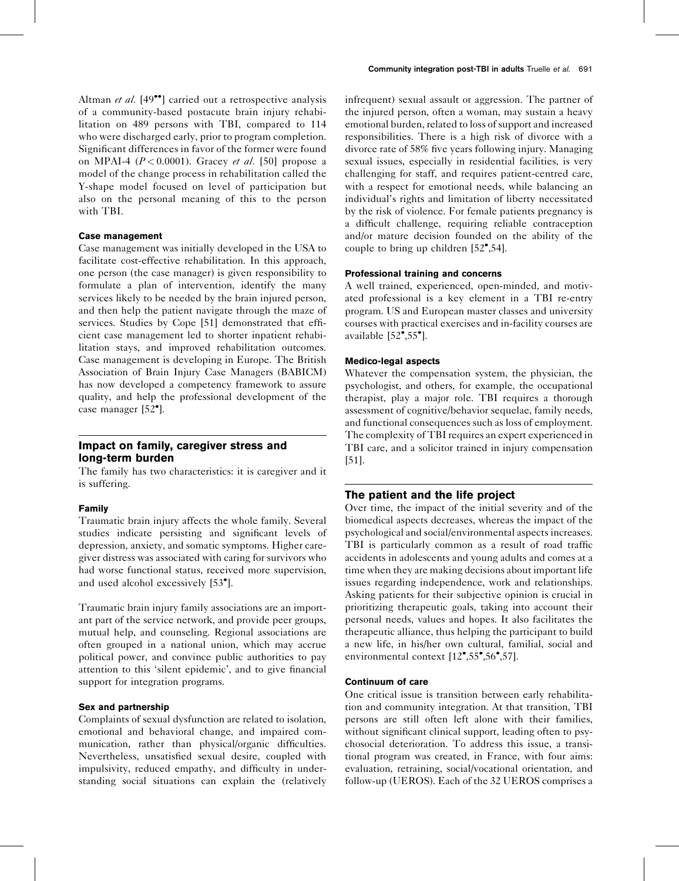Altman *et al.* [49••] carried out a retrospective analysis of a community-based postacute brain injury rehabilitation on 489 persons with TBI, compared to 114 who were discharged early, prior to program completion. Significant differences in favor of the former were found on MPAI-4 ($P < 0.0001$). Gracey *et al.* [50] propose a model of the change process in rehabilitation called the Y-shape model focused on level of participation but also on the personal meaning of this to the person with TBI.

### Case management

Case management was initially developed in the USA to facilitate cost-effective rehabilitation. In this approach, one person (the case manager) is given responsibility to formulate a plan of intervention, identify the many services likely to be needed by the brain injured person, and then help the patient navigate through the maze of services. Studies by Cope [51] demonstrated that efficient case management led to shorter inpatient rehabilitation stays, and improved rehabilitation outcomes. Case management is developing in Europe. The British Association of Brain Injury Case Managers (BABICM) has now developed a competency framework to assure quality, and help the professional development of the case manager [52•].

## Impact on family, caregiver stress and long-term burden

The family has two characteristics: it is caregiver and it is suffering.

### Family

Traumatic brain injury affects the whole family. Several studies indicate persisting and significant levels of depression, anxiety, and somatic symptoms. Higher caregiver distress was associated with caring for survivors who had worse functional status, received more supervision, and used alcohol excessively [53•].

Traumatic brain injury family associations are an important part of the service network, and provide peer groups, mutual help, and counseling. Regional associations are often grouped in a national union, which may accrue political power, and convince public authorities to pay attention to this 'silent epidemic', and to give financial support for integration programs.

### Sex and partnership

Complaints of sexual dysfunction are related to isolation, emotional and behavioral change, and impaired communication, rather than physical/organic difficulties. Nevertheless, unsatisfied sexual desire, coupled with impulsivity, reduced empathy, and difficulty in understanding social situations can explain the (relatively infrequent) sexual assault or aggression. The partner of the injured person, often a woman, may sustain a heavy emotional burden, related to loss of support and increased responsibilities. There is a high risk of divorce with a divorce rate of 58% five years following injury. Managing sexual issues, especially in residential facilities, is very challenging for staff, and requires patient-centred care, with a respect for emotional needs, while balancing an individual's rights and limitation of liberty necessitated by the risk of violence. For female patients pregnancy is a difficult challenge, requiring reliable contraception and/or mature decision founded on the ability of the couple to bring up children [52•,54].

### Professional training and concerns

A well trained, experienced, open-minded, and motivated professional is a key element in a TBI re-entry program. US and European master classes and university courses with practical exercises and in-facility courses are available [52•,55•].

### Medico-legal aspects

Whatever the compensation system, the physician, the psychologist, and others, for example, the occupational therapist, play a major role. TBI requires a thorough assessment of cognitive/behavior sequelae, family needs, and functional consequences such as loss of employment. The complexity of TBI requires an expert experienced in TBI care, and a solicitor trained in injury compensation [51].

## The patient and the life project

Over time, the impact of the initial severity and of the biomedical aspects decreases, whereas the impact of the psychological and social/environmental aspects increases. TBI is particularly common as a result of road traffic accidents in adolescents and young adults and comes at a time when they are making decisions about important life issues regarding independence, work and relationships. Asking patients for their subjective opinion is crucial in prioritizing therapeutic goals, taking into account their personal needs, values and hopes. It also facilitates the therapeutic alliance, thus helping the participant to build a new life, in his/her own cultural, familial, social and environmental context [12•,55•,56•,57].

### Continuum of care

One critical issue is transition between early rehabilitation and community integration. At that transition, TBI persons are still often left alone with their families, without significant clinical support, leading often to psychosocial deterioration. To address this issue, a transitional program was created, in France, with four aims: evaluation, retraining, social/vocational orientation, and follow-up (UEROS). Each of the 32 UEROS comprises a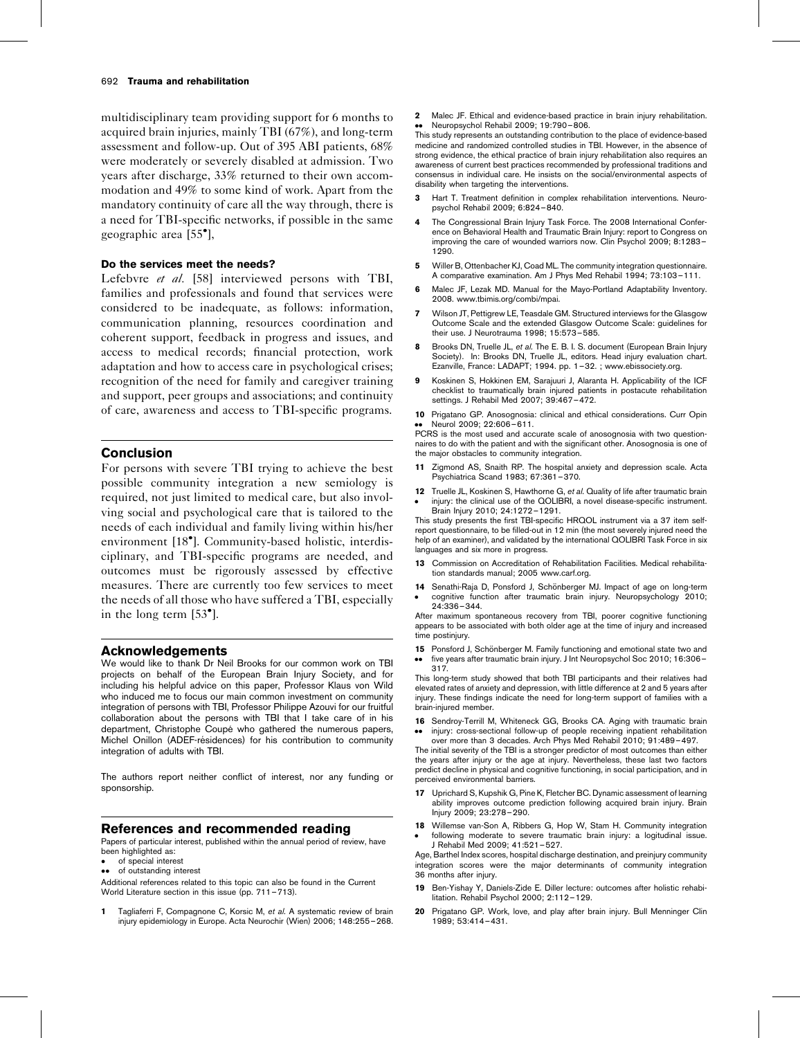multidisciplinary team providing support for 6 months to acquired brain injuries, mainly TBI (67%), and long-term assessment and follow-up. Out of 395 ABI patients, 68% were moderately or severely disabled at admission. Two years after discharge, 33% returned to their own accommodation and 49% to some kind of work. Apart from the mandatory continuity of care all the way through, there is a need for TBI-specific networks, if possible in the same geographic area [55•],

#### Do the services meet the needs?

Lefebvre *et al.* [58] interviewed persons with TBI, families and professionals and found that services were considered to be inadequate, as follows: information, communication planning, resources coordination and coherent support, feedback in progress and issues, and access to medical records; financial protection, work adaptation and how to access care in psychological crises; recognition of the need for family and caregiver training and support, peer groups and associations; and continuity of care, awareness and access to TBI-specific programs.

## Conclusion

For persons with severe TBI trying to achieve the best possible community integration a new semiology is required, not just limited to medical care, but also involving social and psychological care that is tailored to the needs of each individual and family living within his/her environment [18•]. Community-based holistic, interdisciplinary, and TBI-specific programs are needed, and outcomes must be rigorously assessed by effective measures. There are currently too few services to meet the needs of all those who have suffered a TBI, especially in the long term [53•].

## Acknowledgements

We would like to thank Dr Neil Brooks for our common work on TBI projects on behalf of the European Brain Injury Society, and for including his helpful advice on this paper, Professor Klaus von Wild who induced me to focus our main common investment on community integration of persons with TBI, Professor Philippe Azouvi for our fruitful collaboration about the persons with TBI that I take care of in his department, Christophe Coupé who gathered the numerous papers, Michel Onillon (ADEF-résidences) for his contribution to community integration of adults with TBI.

The authors report neither conflict of interest, nor any funding or sponsorship.

## References and recommended reading

Papers of particular interest, published within the annual period of review, have been highlighted as:

- • of special interest
- •• of outstanding interest

Additional references related to this topic can also be found in the Current World Literature section in this issue (pp. 711–713).

1. Tagliaferri F, Compagnone C, Korsic M, *et al.* A systematic review of brain injury epidemiology in Europe. Acta Neurochir (Wien) 2006; 148:255–268.

2. •• Malec JF. Ethical and evidence-based practice in brain injury rehabilitation. Neuropsychol Rehabil 2009; 19:790–806.
This study represents an outstanding contribution to the place of evidence-based medicine and randomized controlled studies in TBI. However, in the absence of strong evidence, the ethical practice of brain injury rehabilitation also requires an awareness of current best practices recommended by professional traditions and consensus in individual care. He insists on the social/environmental aspects of disability when targeting the interventions.

3. Hart T. Treatment definition in complex rehabilitation interventions. Neuropsychol Rehabil 2009; 6:824–840.

4. The Congressional Brain Injury Task Force. The 2008 International Conference on Behavioral Health and Traumatic Brain Injury: report to Congress on improving the care of wounded warriors now. Clin Psychol 2009; 8:1283–1290.

5. Willer B, Ottenbacher KJ, Coad ML. The community integration questionnaire. A comparative examination. Am J Phys Med Rehabil 1994; 73:103–111.

6. Malec JF, Lezak MD. Manual for the Mayo-Portland Adaptability Inventory. 2008. www.tbimis.org/combi/mpai.

7. Wilson JT, Pettigrew LE, Teasdale GM. Structured interviews for the Glasgow Outcome Scale and the extended Glasgow Outcome Scale: guidelines for their use. J Neurotrauma 1998; 15:573–585.

8. Brooks DN, Truelle JL, *et al.* The E. B. I. S. document (European Brain Injury Society). In: Brooks DN, Truelle JL, editors. Head injury evaluation chart. Ezanville, France: LADAPT; 1994. pp. 1–32. ; www.ebissociety.org.

9. Koskinen S, Hokkinen EM, Sarajuuri J, Alaranta H. Applicability of the ICF checklist to traumatically brain injured patients in postacute rehabilitation settings. J Rehabil Med 2007; 39:467–472.

10. •• Prigatano GP. Anosognosia: clinical and ethical considerations. Curr Opin Neurol 2009; 22:606–611.
PCRS is the most used and accurate scale of anosognosia with two questionnaires to do with the patient and with the significant other. Anosognosia is one of the major obstacles to community integration.

11. Zigmond AS, Snaith RP. The hospital anxiety and depression scale. Acta Psychiatrica Scand 1983; 67:361–370.

12. • Truelle JL, Koskinen S, Hawthorne G, *et al.* Quality of life after traumatic brain injury: the clinical use of the QOLIBRI, a novel disease-specific instrument. Brain Injury 2010; 24:1272–1291.
This study presents the first TBI-specific HRQOL instrument via a 37 item self-report questionnaire, to be filled-out in 12 min (the most severely injured need the help of an examiner), and validated by the international QOLIBRI Task Force in six languages and six more in progress.

13. Commission on Accreditation of Rehabilitation Facilities. Medical rehabilitation standards manual; 2005 www.carf.org.

14. • Senathi-Raja D, Ponsford J, Schönberger MJ. Impact of age on long-term cognitive function after traumatic brain injury. Neuropsychology 2010; 24:336–344.
After maximum spontaneous recovery from TBI, poorer cognitive functioning appears to be associated with both older age at the time of injury and increased time postinjury.

15. •• Ponsford J, Schönberger M. Family functioning and emotional state two and five years after traumatic brain injury. J Int Neuropsychol Soc 2010; 16:306–317.
This long-term study showed that both TBI participants and their relatives had elevated rates of anxiety and depression, with little difference at 2 and 5 years after injury. These findings indicate the need for long-term support of families with a brain-injured member.

16. •• Sendroy-Terrill M, Whiteneck GG, Brooks CA. Aging with traumatic brain injury: cross-sectional follow-up of people receiving inpatient rehabilitation over more than 3 decades. Arch Phys Med Rehabil 2010; 91:489–497.
The initial severity of the TBI is a stronger predictor of most outcomes than either the years after injury or the age at injury. Nevertheless, these last two factors predict decline in physical and cognitive functioning, in social participation, and in perceived environmental barriers.

17. Uprichard S, Kupshik G, Pine K, Fletcher BC. Dynamic assessment of learning ability improves outcome prediction following acquired brain injury. Brain Injury 2009; 23:278–290.

18. • Willemse van-Son A, Ribbers G, Hop W, Stam H. Community integration following moderate to severe traumatic brain injury: a logitudinal issue. J Rehabil Med 2009; 41:521–527.
Age, Barthel Index scores, hospital discharge destination, and preinjury community integration scores were the major determinants of community integration 36 months after injury.

19. Ben-Yishay Y, Daniels-Zide E. Diller lecture: outcomes after holistic rehabilitation. Rehabil Psychol 2000; 2:112–129.

20. Prigatano GP. Work, love, and play after brain injury. Bull Menninger Clin 1989; 53:414–431.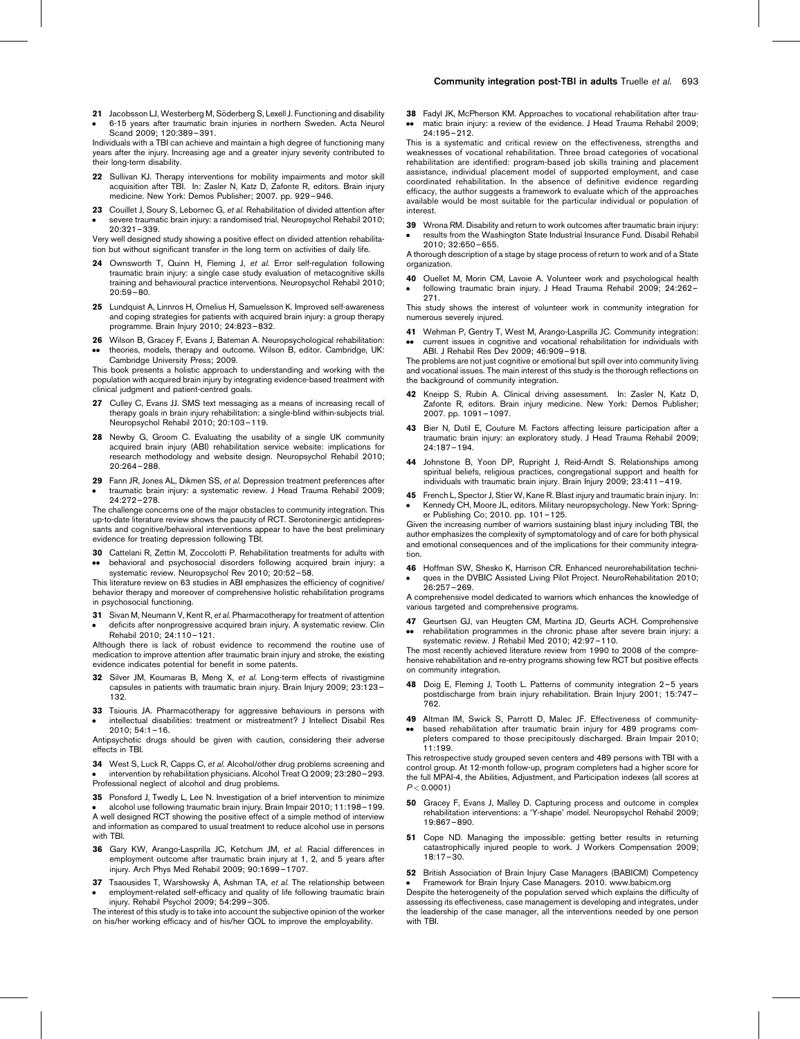21 • Jacobsson LJ, Westerberg M, Söderberg S, Lexell J. Functioning and disability 6-15 years after traumatic brain injuries in northern Sweden. Acta Neurol Scand 2009; 120:389–391.

Individuals with a TBI can achieve and maintain a high degree of functioning many years after the injury. Increasing age and a greater injury severity contributed to their long-term disability.

22 Sullivan KJ. Therapy interventions for mobility impairments and motor skill acquisition after TBI. In: Zasler N, Katz D, Zafonte R, editors. Brain injury medicine. New York: Demos Publisher; 2007. pp. 929–946.

23 • Couillet J, Soury S, Lebornec G, et al. Rehabilitation of divided attention after severe traumatic brain injury: a randomised trial. Neuropsychol Rehabil 2010; 20:321–339.

Very well designed study showing a positive effect on divided attention rehabilitation but without significant transfer in the long term on activities of daily life.

24 Ownsworth T, Quinn H, Fleming J, et al. Error self-regulation following traumatic brain injury: a single case study evaluation of metacognitive skills training and behavioural practice interventions. Neuropsychol Rehabil 2010; 20:59–80.

25 Lundquist A, Linnros H, Ornelius H, Samuelsson K. Improved self-awareness and coping strategies for patients with acquired brain injury: a group therapy programme. Brain Injury 2010; 24:823–832.

26 •• Wilson B, Gracey F, Evans J, Bateman A. Neuropsychological rehabilitation: theories, models, therapy and outcome. Wilson B, editor. Cambridge, UK: Cambridge University Press; 2009.

This book presents a holistic approach to understanding and working with the population with acquired brain injury by integrating evidence-based treatment with clinical judgment and patient-centred goals.

27 Culley C, Evans JJ. SMS text messaging as a means of increasing recall of therapy goals in brain injury rehabilitation: a single-blind within-subjects trial. Neuropsychol Rehabil 2010; 20:103–119.

28 Newby G, Groom C. Evaluating the usability of a single UK community acquired brain injury (ABI) rehabilitation service website: implications for research methodology and website design. Neuropsychol Rehabil 2010; 20:264–288.

29 • Fann JR, Jones AL, Dikmen SS, et al. Depression treatment preferences after traumatic brain injury: a systematic review. J Head Trauma Rehabil 2009; 24:272–278.

The challenge concerns one of the major obstacles to community integration. This up-to-date literature review shows the paucity of RCT. Serotoninergic antidepressants and cognitive/behavioral interventions appear to have the best preliminary evidence for treating depression following TBI.

30 •• Cattelani R, Zettin M, Zoccolotti P. Rehabilitation treatments for adults with behavioral and psychosocial disorders following acquired brain injury: a systematic review. Neuropsychol Rev 2010; 20:52–58.

This literature review on 63 studies in ABI emphasizes the efficiency of cognitive/behavior therapy and moreover of comprehensive holistic rehabilitation programs in psychosocial functioning.

31 • Sivan M, Neumann V, Kent R, et al. Pharmacotherapy for treatment of attention deficits after nonprogressive acquired brain injury. A systematic review. Clin Rehabil 2010; 24:110–121.

Although there is lack of robust evidence to recommend the routine use of medication to improve attention after traumatic brain injury and stroke, the existing evidence indicates potential for benefit in some patients.

32 Silver JM, Koumaras B, Meng X, et al. Long-term effects of rivastigmine capsules in patients with traumatic brain injury. Brain Injury 2009; 23:123–132.

33 • Tsiouris JA. Pharmacotherapy for aggressive behaviours in persons with intellectual disabilities: treatment or mistreatment? J Intellect Disabil Res 2010; 54:1–16.

Antipsychotic drugs should be given with caution, considering their adverse effects in TBI.

34 • West S, Luck R, Capps C, et al. Alcohol/other drug problems screening and intervention by rehabilitation physicians. Alcohol Treat Q 2009; 23:280–293.

Professional neglect of alcohol and drug problems.

35 • Ponsford J, Twedly L, Lee N. Investigation of a brief intervention to minimize alcohol use following traumatic brain injury. Brain Impair 2010; 11:198–199.

A well designed RCT showing the positive effect of a simple method of interview and information as compared to usual treatment to reduce alcohol use in persons with TBI.

36 Gary KW, Arango-Lasprilla JC, Ketchum JM, et al. Racial differences in employment outcome after traumatic brain injury at 1, 2, and 5 years after injury. Arch Phys Med Rehabil 2009; 90:1699–1707.

37 • Tsaousides T, Warshowsky A, Ashman TA, et al. The relationship between employment-related self-efficacy and quality of life following traumatic brain injury. Rehabil Psychol 2009; 54:299–305.

The interest of this study is to take into account the subjective opinion of the worker on his/her working efficacy and of his/her QOL to improve the employability.

38 •• Fadyl JK, McPherson KM. Approaches to vocational rehabilitation after traumatic brain injury: a review of the evidence. J Head Trauma Rehabil 2009; 24:195–212.

This is a systematic and critical review on the effectiveness, strengths and weaknesses of vocational rehabilitation. Three broad categories of vocational rehabilitation are identified: program-based job skills training and placement assistance, individual placement model of supported employment, and case coordinated rehabilitation. In the absence of definitive evidence regarding efficacy, the author suggests a framework to evaluate which of the approaches available would be most suitable for the particular individual or population of interest.

39 • Wrona RM. Disability and return to work outcomes after traumatic brain injury: results from the Washington State Industrial Insurance Fund. Disabil Rehabil 2010; 32:650–655.

A thorough description of a stage by stage process of return to work and of a State organization.

40 • Ouellet M, Morin CM, Lavoie A. Volunteer work and psychological health following traumatic brain injury. J Head Trauma Rehabil 2009; 24:262–271.

This study shows the interest of volunteer work in community integration for numerous severely injured.

41 •• Wehman P, Gentry T, West M, Arango-Lasprilla JC. Community integration: current issues in cognitive and vocational rehabilitation for individuals with ABI. J Rehabil Res Dev 2009; 46:909–918.

The problems are not just cognitive or emotional but spill over into community living and vocational issues. The main interest of this study is the thorough reflections on the background of community integration.

42 Kneipp S, Rubin A. Clinical driving assessment. In: Zasler N, Katz D, Zafonte R, editors. Brain injury medicine. New York: Demos Publisher; 2007. pp. 1091–1097.

43 Bier N, Dutil E, Couture M. Factors affecting leisure participation after a traumatic brain injury: an exploratory study. J Head Trauma Rehabil 2009; 24:187–194.

44 Johnstone B, Yoon DP, Rupright J, Reid-Arndt S. Relationships among spiritual beliefs, religious practices, congregational support and health for individuals with traumatic brain injury. Brain Injury 2009; 23:411–419.

45 • French L, Spector J, Stier W, Kane R. Blast injury and traumatic brain injury. In: Kennedy CH, Moore JL, editors. Military neuropsychology. New York: Springer Publishing Co; 2010. pp. 101–125.

Given the increasing number of warriors sustaining blast injury including TBI, the author emphasizes the complexity of symptomatology and of care for both physical and emotional consequences and of the implications for their community integration.

46 • Hoffman SW, Shesko K, Harrison CR. Enhanced neurorehabilitation techniques in the DVBIC Assisted Living Pilot Project. NeuroRehabilitation 2010; 26:257–269.

A comprehensive model dedicated to warriors which enhances the knowledge of various targeted and comprehensive programs.

47 •• Geurtsen GJ, van Heugten CM, Martina JD, Geurts ACH. Comprehensive rehabilitation programmes in the chronic phase after severe brain injury: a systematic review. J Rehabil Med 2010; 42:97–110.

The most recently achieved literature review from 1990 to 2008 of the comprehensive rehabilitation and re-entry programs showing few RCT but positive effects on community integration.

48 Doig E, Fleming J, Tooth L. Patterns of community integration 2–5 years postdischarge from brain injury rehabilitation. Brain Injury 2001; 15:747–762.

49 •• Altman IM, Swick S, Parrott D, Malec JF. Effectiveness of community-based rehabilitation after traumatic brain injury for 489 programs completers compared to those precipitously discharged. Brain Impair 2010; 11:199.

This retrospective study grouped seven centers and 489 persons with TBI with a control group. At 12-month follow-up, program completers had a higher score for the full MPAI-4, the Abilities, Adjustment, and Participation indexes (all scores at $P < 0.0001$)

50 Gracey F, Evans J, Malley D. Capturing process and outcome in complex rehabilitation interventions: a 'Y-shape' model. Neuropsychol Rehabil 2009; 19:867–890.

51 Cope ND. Managing the impossible: getting better results in returning catastrophically injured people to work. J Workers Compensation 2009; 18:17–30.

52 • British Association of Brain Injury Case Managers (BABICM) Competency Framework for Brain Injury Case Managers. 2010. www.babicm.org

Despite the heterogeneity of the population served which explains the difficulty of assessing its effectiveness, case management is developing and integrates, under the leadership of the case manager, all the interventions needed by one person with TBI.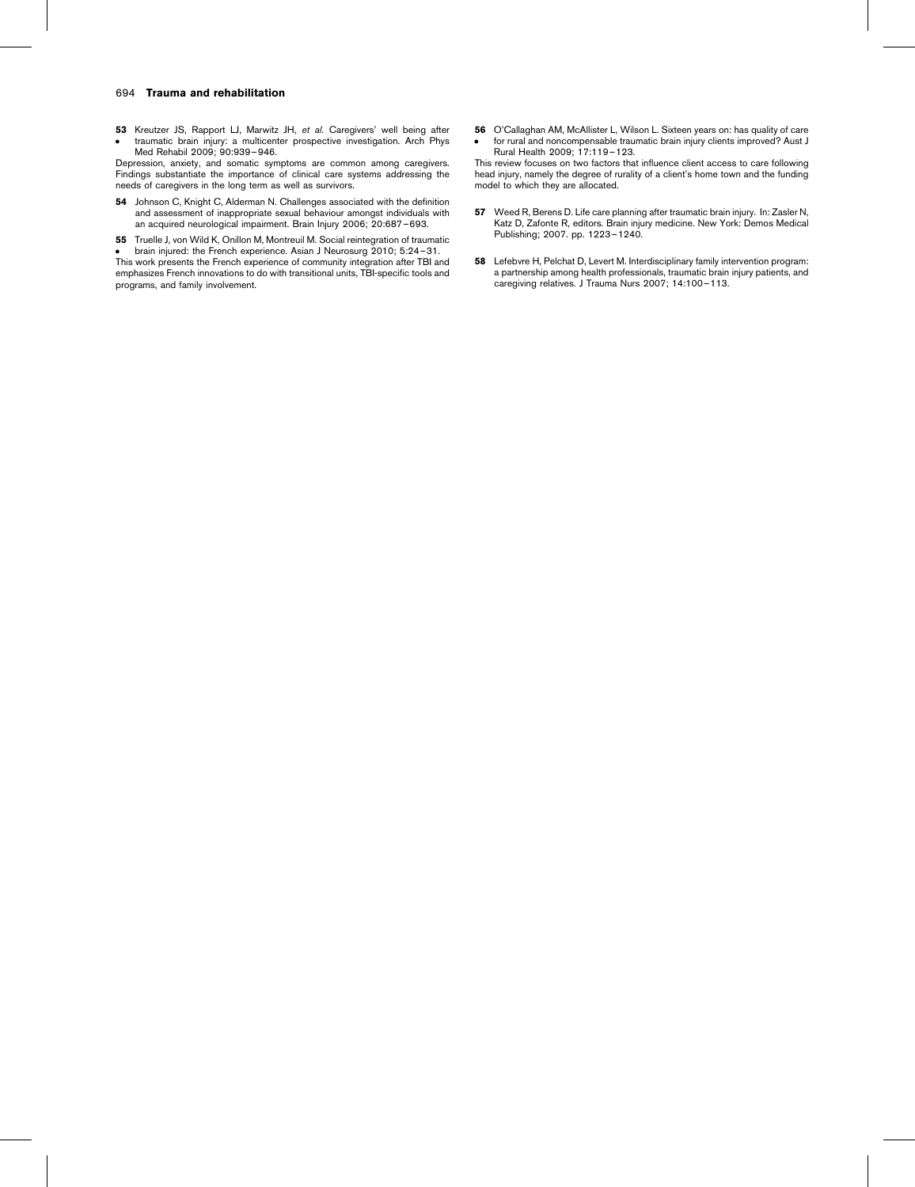53 Kreutzer JS, Rapport LJ, Marwitz JH, *et al.* Caregivers' well being after • traumatic brain injury: a multicenter prospective investigation. Arch Phys Med Rehabil 2009; 90:939–946.

Depression, anxiety, and somatic symptoms are common among caregivers. Findings substantiate the importance of clinical care systems addressing the needs of caregivers in the long term as well as survivors.

54 Johnson C, Knight C, Alderman N. Challenges associated with the definition and assessment of inappropriate sexual behaviour amongst individuals with an acquired neurological impairment. Brain Injury 2006; 20:687–693.

55 Truelle J, von Wild K, Onillon M, Montreuil M. Social reintegration of traumatic • brain injured: the French experience. Asian J Neurosurg 2010; 5:24–31.

This work presents the French experience of community integration after TBI and emphasizes French innovations to do with transitional units, TBI-specific tools and programs, and family involvement.

56 O'Callaghan AM, McAllister L, Wilson L. Sixteen years on: has quality of care • for rural and noncompensable traumatic brain injury clients improved? Aust J Rural Health 2009; 17:119–123.

This review focuses on two factors that influence client access to care following head injury, namely the degree of rurality of a client's home town and the funding model to which they are allocated.

57 Weed R, Berens D. Life care planning after traumatic brain injury. In: Zasler N, Katz D, Zafonte R, editors. Brain injury medicine. New York: Demos Medical Publishing; 2007. pp. 1223–1240.

58 Lefebvre H, Pelchat D, Levert M. Interdisciplinary family intervention program: a partnership among health professionals, traumatic brain injury patients, and caregiving relatives. J Trauma Nurs 2007; 14:100–113.